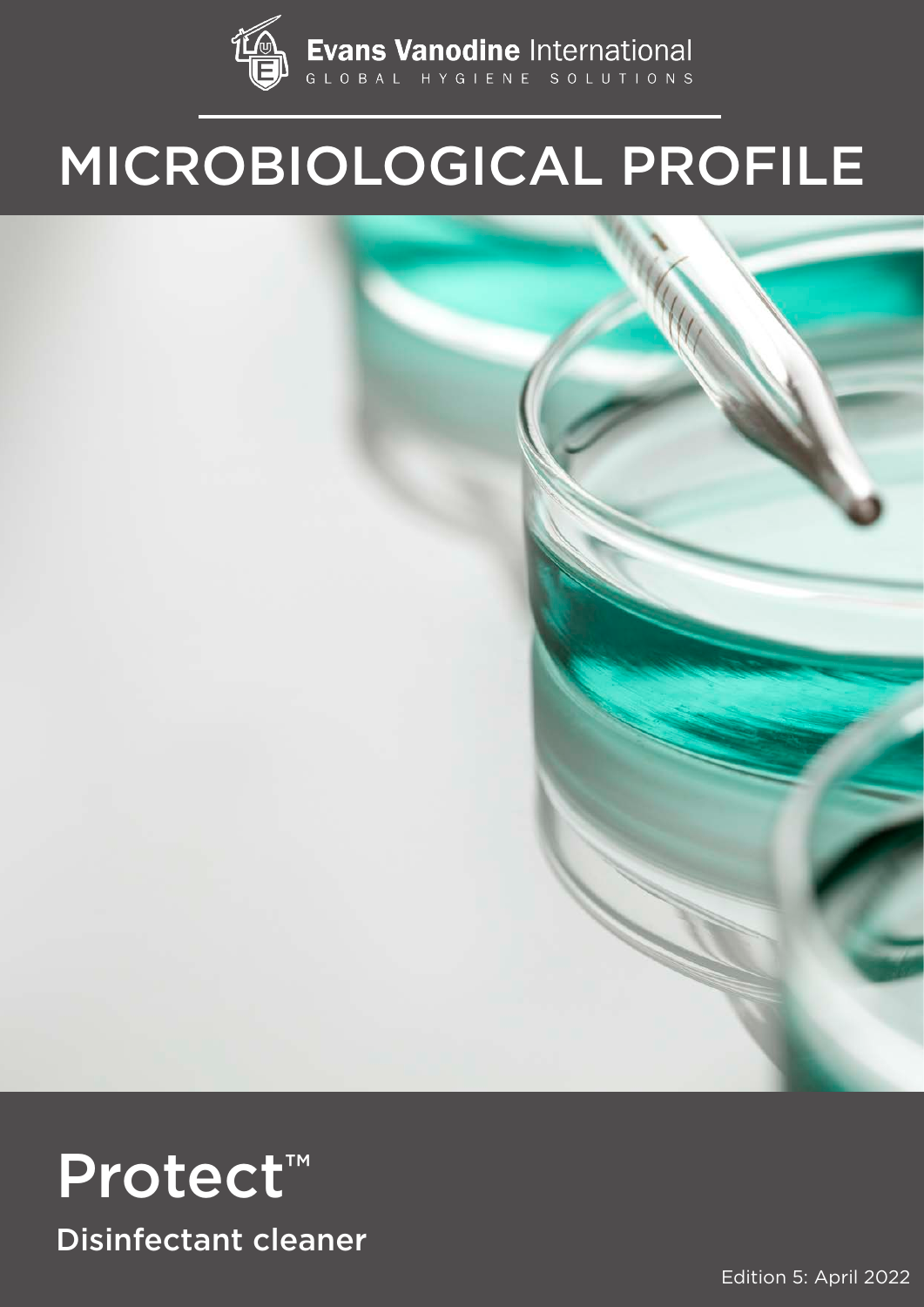Evans Vanodine International

GLOBAL HYGIENE SOLUTIONS

# MICROBIOLOGICAL PROFILE

# Protect™

## Disinfectant cleaner

Edition 5: April 2022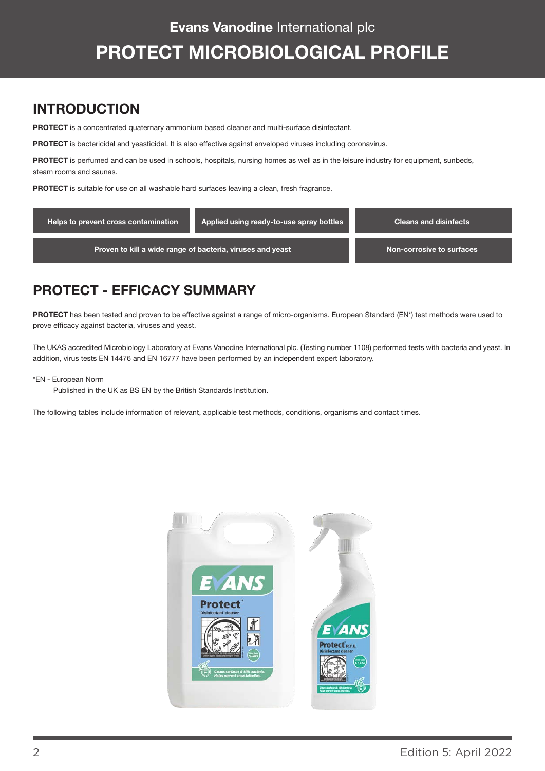# Evans Vanodine International plc

# PROTECT MICROBIOLOGICAL PROFILE

## INTRODUCTION

**PROTECT** is a concentrated quaternary ammonium based cleaner and multi-surface disinfectant.

**PROTECT** is bactericidal and yeasticidal. It is also effective against enveloped viruses including coronavirus.

**PROTECT** is perfumed and can be used in schools, hospitals, nursing homes as well as in the leisure industry for equipment, sunbeds, steam rooms and saunas.

**PROTECT** is suitable for use on all washable hard surfaces leaving a clean, fresh fragrance.

- **Helps to prevent cross contamination**
- **Applied using ready-to-use spray bottles**
- **Cleans and disinfects**
- **Proven to kill a wide range of bacteria, viruses and yeast**
- **Non-corrosive to surfaces**

## PROTECT - EFFICACY SUMMARY

**PROTECT** has been tested and proven to be effective against a range of micro-organisms. European Standard (EN*) test methods were used to prove efficacy against bacteria, viruses and yeast.

The UKAS accredited Microbiology Laboratory at Evans Vanodine International plc. (Testing number 1108) performed tests with bacteria and yeast. In addition, virus tests EN 14476 and EN 16777 have been performed by an independent expert laboratory.

*EN - European Norm
Published in the UK as BS EN by the British Standards Institution.

The following tables include information of relevant, applicable test methods, conditions, organisms and contact times.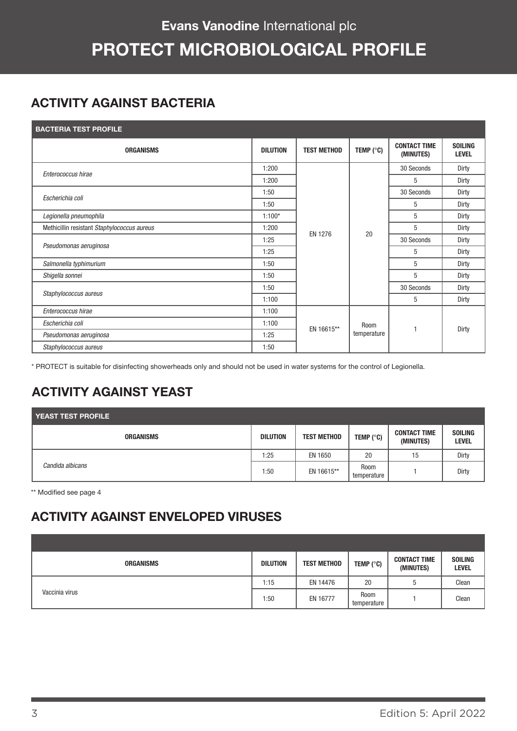# Evans Vanodine International plc

# PROTECT MICROBIOLOGICAL PROFILE

## ACTIVITY AGAINST BACTERIA

| BACTERIA TEST PROFILE | | | | | |
|---|---|---|---|---|---|
| **ORGANISMS** | **DILUTION** | **TEST METHOD** | **TEMP (°C)** | **CONTACT TIME (MINUTES)** | **SOILING LEVEL** |
| *Enterococcus hirae* | 1:200 | EN 1276 | 20 | 30 Seconds | Dirty |
| | 1:200 | | | 5 | Dirty |
| *Escherichia coli* | 1:50 | | | 30 Seconds | Dirty |
| | 1:50 | | | 5 | Dirty |
| *Legionella pneumophila* | 1:100* | | | 5 | Dirty |
| Methicillin resistant *Staphylococcus aureus* | 1:200 | | | 5 | Dirty |
| *Pseudomonas aeruginosa* | 1:25 | | | 30 Seconds | Dirty |
| | 1:25 | | | 5 | Dirty |
| *Salmonella typhimurium* | 1:50 | | | 5 | Dirty |
| *Shigella sonnei* | 1:50 | | | 5 | Dirty |
| *Staphylococcus aureus* | 1:50 | | | 30 Seconds | Dirty |
| | 1:100 | | | 5 | Dirty |
| *Enterococcus hirae* | 1:100 | EN 16615** | Room temperature | 1 | Dirty |
| *Escherichia coli* | 1:100 | | | | |
| *Pseudomonas aeruginosa* | 1:25 | | | | |
| *Staphylococcus aureus* | 1:50 | | | | |

* PROTECT is suitable for disinfecting showerheads only and should not be used in water systems for the control of Legionella.

## ACTIVITY AGAINST YEAST

| YEAST TEST PROFILE | | | | | |
|---|---|---|---|---|---|
| **ORGANISMS** | **DILUTION** | **TEST METHOD** | **TEMP (°C)** | **CONTACT TIME (MINUTES)** | **SOILING LEVEL** |
| *Candida albicans* | 1:25 | EN 1650 | 20 | 15 | Dirty |
| | 1:50 | EN 16615** | Room temperature | 1 | Dirty |

** Modified see page 4

## ACTIVITY AGAINST ENVELOPED VIRUSES

| ORGANISMS | DILUTION | TEST METHOD | TEMP (°C) | CONTACT TIME (MINUTES) | SOILING LEVEL |
|---|---|---|---|---|---|
| Vaccinia virus | 1:15 | EN 14476 | 20 | 5 | Clean |
| | 1:50 | EN 16777 | Room temperature | 1 | Clean |

Edition 5: April 2022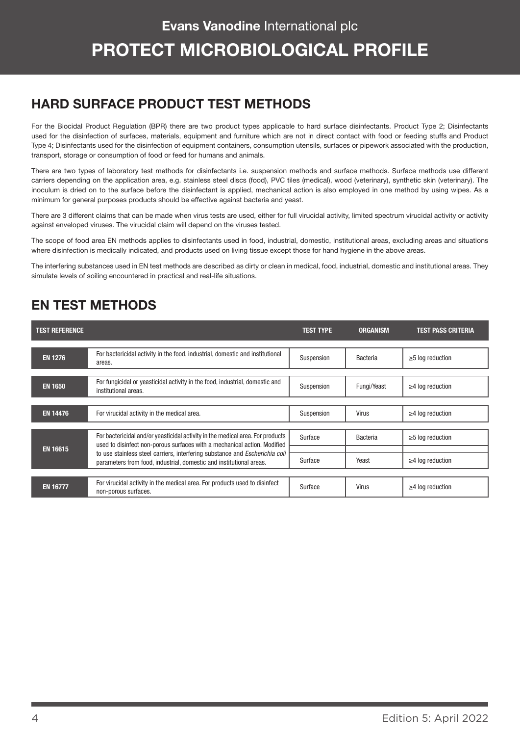# Evans Vanodine International plc
# PROTECT MICROBIOLOGICAL PROFILE

## HARD SURFACE PRODUCT TEST METHODS

For the Biocidal Product Regulation (BPR) there are two product types applicable to hard surface disinfectants. Product Type 2; Disinfectants used for the disinfection of surfaces, materials, equipment and furniture which are not in direct contact with food or feeding stuffs and Product Type 4; Disinfectants used for the disinfection of equipment containers, consumption utensils, surfaces or pipework associated with the production, transport, storage or consumption of food or feed for humans and animals.

There are two types of laboratory test methods for disinfectants i.e. suspension methods and surface methods. Surface methods use different carriers depending on the application area, e.g. stainless steel discs (food), PVC tiles (medical), wood (veterinary), synthetic skin (veterinary). The inoculum is dried on to the surface before the disinfectant is applied, mechanical action is also employed in one method by using wipes. As a minimum for general purposes products should be effective against bacteria and yeast.

There are 3 different claims that can be made when virus tests are used, either for full virucidal activity, limited spectrum virucidal activity or activity against enveloped viruses. The virucidal claim will depend on the viruses tested.

The scope of food area EN methods applies to disinfectants used in food, industrial, domestic, institutional areas, excluding areas and situations where disinfection is medically indicated, and products used on living tissue except those for hand hygiene in the above areas.

The interfering substances used in EN test methods are described as dirty or clean in medical, food, industrial, domestic and institutional areas. They simulate levels of soiling encountered in practical and real-life situations.

## EN TEST METHODS

| TEST REFERENCE | | TEST TYPE | ORGANISM | TEST PASS CRITERIA |
|---|---|---|---|---|
| EN 1276 | For bactericidal activity in the food, industrial, domestic and institutional areas. | Suspension | Bacteria | ≥5 log reduction |
| EN 1650 | For fungicidal or yeasticidal activity in the food, industrial, domestic and institutional areas. | Suspension | Fungi/Yeast | ≥4 log reduction |
| EN 14476 | For virucidal activity in the medical area. | Suspension | Virus | ≥4 log reduction |
| EN 16615 | For bactericidal and/or yeasticidal activity in the medical area. For products used to disinfect non-porous surfaces with a mechanical action. Modified to use stainless steel carriers, interfering substance and *Escherichia coli* parameters from food, industrial, domestic and institutional areas. | Surface | Bacteria | ≥5 log reduction |
| | | Surface | Yeast | ≥4 log reduction |
| EN 16777 | For virucidal activity in the medical area. For products used to disinfect non-porous surfaces. | Surface | Virus | ≥4 log reduction |

Edition 5: April 2022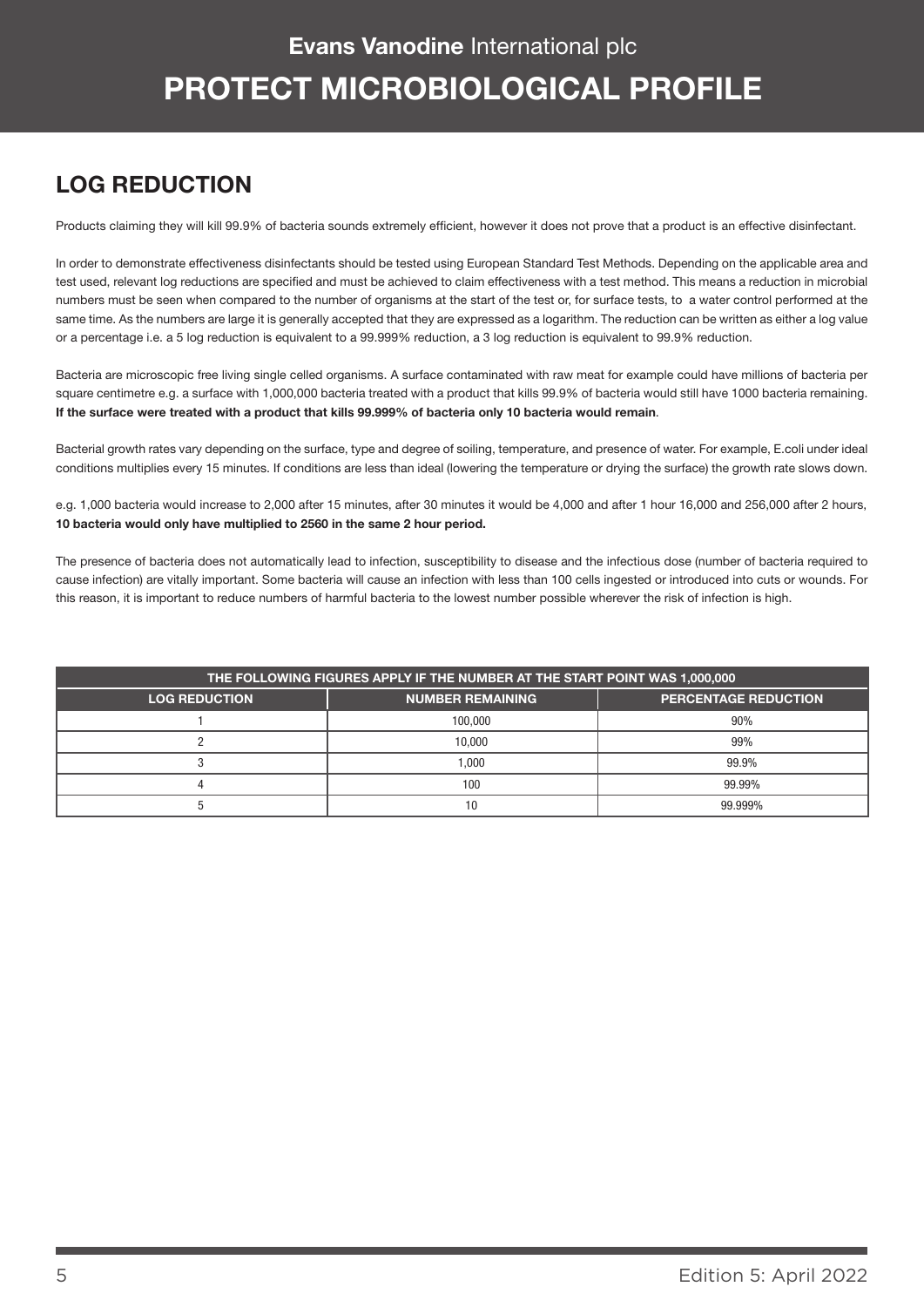# Evans Vanodine International plc

# PROTECT MICROBIOLOGICAL PROFILE

## LOG REDUCTION

Products claiming they will kill 99.9% of bacteria sounds extremely efficient, however it does not prove that a product is an effective disinfectant.

In order to demonstrate effectiveness disinfectants should be tested using European Standard Test Methods. Depending on the applicable area and test used, relevant log reductions are specified and must be achieved to claim effectiveness with a test method. This means a reduction in microbial numbers must be seen when compared to the number of organisms at the start of the test or, for surface tests, to a water control performed at the same time. As the numbers are large it is generally accepted that they are expressed as a logarithm. The reduction can be written as either a log value or a percentage i.e. a 5 log reduction is equivalent to a 99.999% reduction, a 3 log reduction is equivalent to 99.9% reduction.

Bacteria are microscopic free living single celled organisms. A surface contaminated with raw meat for example could have millions of bacteria per square centimetre e.g. a surface with 1,000,000 bacteria treated with a product that kills 99.9% of bacteria would still have 1000 bacteria remaining. **If the surface were treated with a product that kills 99.999% of bacteria only 10 bacteria would remain**.

Bacterial growth rates vary depending on the surface, type and degree of soiling, temperature, and presence of water. For example, E.coli under ideal conditions multiplies every 15 minutes. If conditions are less than ideal (lowering the temperature or drying the surface) the growth rate slows down.

e.g. 1,000 bacteria would increase to 2,000 after 15 minutes, after 30 minutes it would be 4,000 and after 1 hour 16,000 and 256,000 after 2 hours, **10 bacteria would only have multiplied to 2560 in the same 2 hour period.**

The presence of bacteria does not automatically lead to infection, susceptibility to disease and the infectious dose (number of bacteria required to cause infection) are vitally important. Some bacteria will cause an infection with less than 100 cells ingested or introduced into cuts or wounds. For this reason, it is important to reduce numbers of harmful bacteria to the lowest number possible wherever the risk of infection is high.

| THE FOLLOWING FIGURES APPLY IF THE NUMBER AT THE START POINT WAS 1,000,000 | | |
|---|---|---|
| **LOG REDUCTION** | **NUMBER REMAINING** | **PERCENTAGE REDUCTION** |
| 1 | 100,000 | 90% |
| 2 | 10,000 | 99% |
| 3 | 1,000 | 99.9% |
| 4 | 100 | 99.99% |
| 5 | 10 | 99.999% |

Edition 5: April 2022